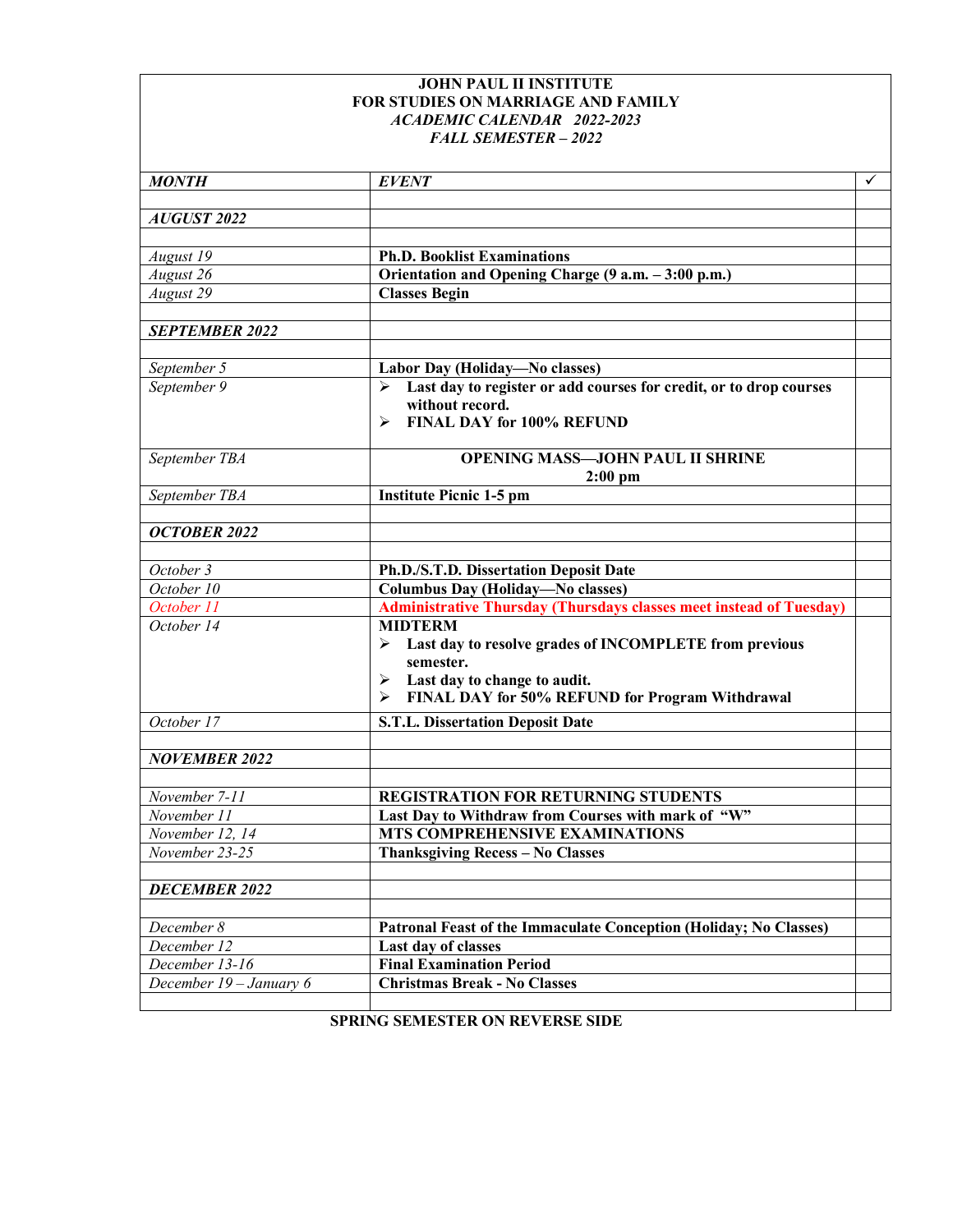**JOHN PAUL II INSTITUTE**
**FOR STUDIES ON MARRIAGE AND FAMILY**
***ACADEMIC CALENDAR 2022-2023***
***FALL SEMESTER – 2022***

| *MONTH* | *EVENT* | ✓ |
|---|---|---|
| | | |
| ***AUGUST 2022*** | | |
| | | |
| *August 19* | **Ph.D. Booklist Examinations** | |
| *August 26* | **Orientation and Opening Charge (9 a.m. – 3:00 p.m.)** | |
| *August 29* | **Classes Begin** | |
| | | |
| ***SEPTEMBER 2022*** | | |
| | | |
| *September 5* | **Labor Day (Holiday—No classes)** | |
| *September 9* | ➢ **Last day to register or add courses for credit, or to drop courses without record.** <br> ➢ **FINAL DAY for 100% REFUND** | |
| *September TBA* | **OPENING MASS—JOHN PAUL II SHRINE 2:00 pm** | |
| *September TBA* | **Institute Picnic 1-5 pm** | |
| | | |
| ***OCTOBER 2022*** | | |
| | | |
| *October 3* | **Ph.D./S.T.D. Dissertation Deposit Date** | |
| *October 10* | **Columbus Day (Holiday—No classes)** | |
| *October 11* | **Administrative Thursday (Thursdays classes meet instead of Tuesday)** | |
| *October 14* | **MIDTERM** <br> ➢ **Last day to resolve grades of INCOMPLETE from previous semester.** <br> ➢ **Last day to change to audit.** <br> ➢ **FINAL DAY for 50% REFUND for Program Withdrawal** | |
| *October 17* | **S.T.L. Dissertation Deposit Date** | |
| | | |
| ***NOVEMBER 2022*** | | |
| | | |
| *November 7-11* | **REGISTRATION FOR RETURNING STUDENTS** | |
| *November 11* | **Last Day to Withdraw from Courses with mark of "W"** | |
| *November 12, 14* | **MTS COMPREHENSIVE EXAMINATIONS** | |
| *November 23-25* | **Thanksgiving Recess – No Classes** | |
| | | |
| ***DECEMBER 2022*** | | |
| | | |
| *December 8* | **Patronal Feast of the Immaculate Conception (Holiday; No Classes)** | |
| *December 12* | **Last day of classes** | |
| *December 13-16* | **Final Examination Period** | |
| *December 19 – January 6* | **Christmas Break - No Classes** | |
| | | |

**SPRING SEMESTER ON REVERSE SIDE**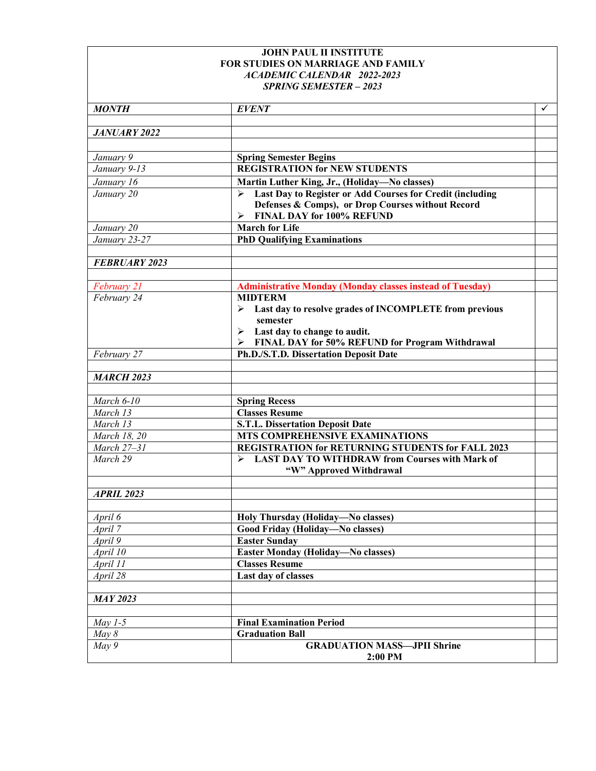**JOHN PAUL II INSTITUTE**
**FOR STUDIES ON MARRIAGE AND FAMILY**
***ACADEMIC CALENDAR 2022-2023***
***SPRING SEMESTER – 2023***

| ***MONTH*** | ***EVENT*** | ✓ |
|---|---|---|
| | | |
| ***JANUARY 2022*** | | |
| | | |
| *January 9* | **Spring Semester Begins** | |
| *January 9-13* | **REGISTRATION for NEW STUDENTS** | |
| *January 16* | **Martin Luther King, Jr., (Holiday—No classes)** | |
| *January 20* | ➢ **Last Day to Register or Add Courses for Credit (including Defenses & Comps), or Drop Courses without Record** ➢ **FINAL DAY for 100% REFUND** | |
| *January 20* | **March for Life** | |
| *January 23-27* | **PhD Qualifying Examinations** | |
| | | |
| ***FEBRUARY 2023*** | | |
| | | |
| *February 21* | **Administrative Monday (Monday classes instead of Tuesday)** | |
| *February 24* | **MIDTERM** ➢ **Last day to resolve grades of INCOMPLETE from previous semester** ➢ **Last day to change to audit.** ➢ **FINAL DAY for 50% REFUND for Program Withdrawal** | |
| *February 27* | **Ph.D./S.T.D. Dissertation Deposit Date** | |
| | | |
| ***MARCH 2023*** | | |
| | | |
| *March 6-10* | **Spring Recess** | |
| *March 13* | **Classes Resume** | |
| *March 13* | **S.T.L. Dissertation Deposit Date** | |
| *March 18, 20* | **MTS COMPREHENSIVE EXAMINATIONS** | |
| *March 27–31* | **REGISTRATION for RETURNING STUDENTS for FALL 2023** | |
| *March 29* | ➢ **LAST DAY TO WITHDRAW from Courses with Mark of "W" Approved Withdrawal** | |
| | | |
| ***APRIL 2023*** | | |
| | | |
| *April 6* | **Holy Thursday (Holiday—No classes)** | |
| *April 7* | **Good Friday (Holiday—No classes)** | |
| *April 9* | **Easter Sunday** | |
| *April 10* | **Easter Monday (Holiday—No classes)** | |
| *April 11* | **Classes Resume** | |
| *April 28* | **Last day of classes** | |
| | | |
| ***MAY 2023*** | | |
| | | |
| *May 1-5* | **Final Examination Period** | |
| *May 8* | **Graduation Ball** | |
| *May 9* | **GRADUATION MASS—JPII Shrine 2:00 PM** | |